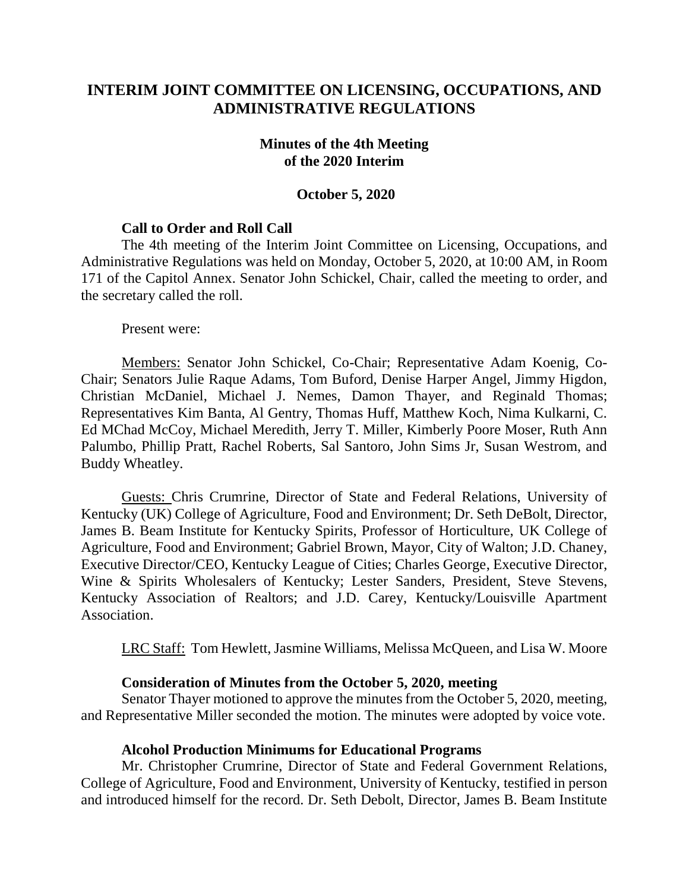# INTERIM JOINT COMMITTEE ON LICENSING, OCCUPATIONS, AND ADMINISTRATIVE REGULATIONS

## Minutes of the 4th Meeting of the 2020 Interim

## October 5, 2020

### Call to Order and Roll Call

The 4th meeting of the Interim Joint Committee on Licensing, Occupations, and Administrative Regulations was held on Monday, October 5, 2020, at 10:00 AM, in Room 171 of the Capitol Annex. Senator John Schickel, Chair, called the meeting to order, and the secretary called the roll.

Present were:

Members: Senator John Schickel, Co-Chair; Representative Adam Koenig, Co-Chair; Senators Julie Raque Adams, Tom Buford, Denise Harper Angel, Jimmy Higdon, Christian McDaniel, Michael J. Nemes, Damon Thayer, and Reginald Thomas; Representatives Kim Banta, Al Gentry, Thomas Huff, Matthew Koch, Nima Kulkarni, C. Ed MChad McCoy, Michael Meredith, Jerry T. Miller, Kimberly Poore Moser, Ruth Ann Palumbo, Phillip Pratt, Rachel Roberts, Sal Santoro, John Sims Jr, Susan Westrom, and Buddy Wheatley.

Guests: Chris Crumrine, Director of State and Federal Relations, University of Kentucky (UK) College of Agriculture, Food and Environment; Dr. Seth DeBolt, Director, James B. Beam Institute for Kentucky Spirits, Professor of Horticulture, UK College of Agriculture, Food and Environment; Gabriel Brown, Mayor, City of Walton; J.D. Chaney, Executive Director/CEO, Kentucky League of Cities; Charles George, Executive Director, Wine & Spirits Wholesalers of Kentucky; Lester Sanders, President, Steve Stevens, Kentucky Association of Realtors; and J.D. Carey, Kentucky/Louisville Apartment Association.

LRC Staff: Tom Hewlett, Jasmine Williams, Melissa McQueen, and Lisa W. Moore

### Consideration of Minutes from the October 5, 2020, meeting

Senator Thayer motioned to approve the minutes from the October 5, 2020, meeting, and Representative Miller seconded the motion. The minutes were adopted by voice vote.

### Alcohol Production Minimums for Educational Programs

Mr. Christopher Crumrine, Director of State and Federal Government Relations, College of Agriculture, Food and Environment, University of Kentucky, testified in person and introduced himself for the record. Dr. Seth Debolt, Director, James B. Beam Institute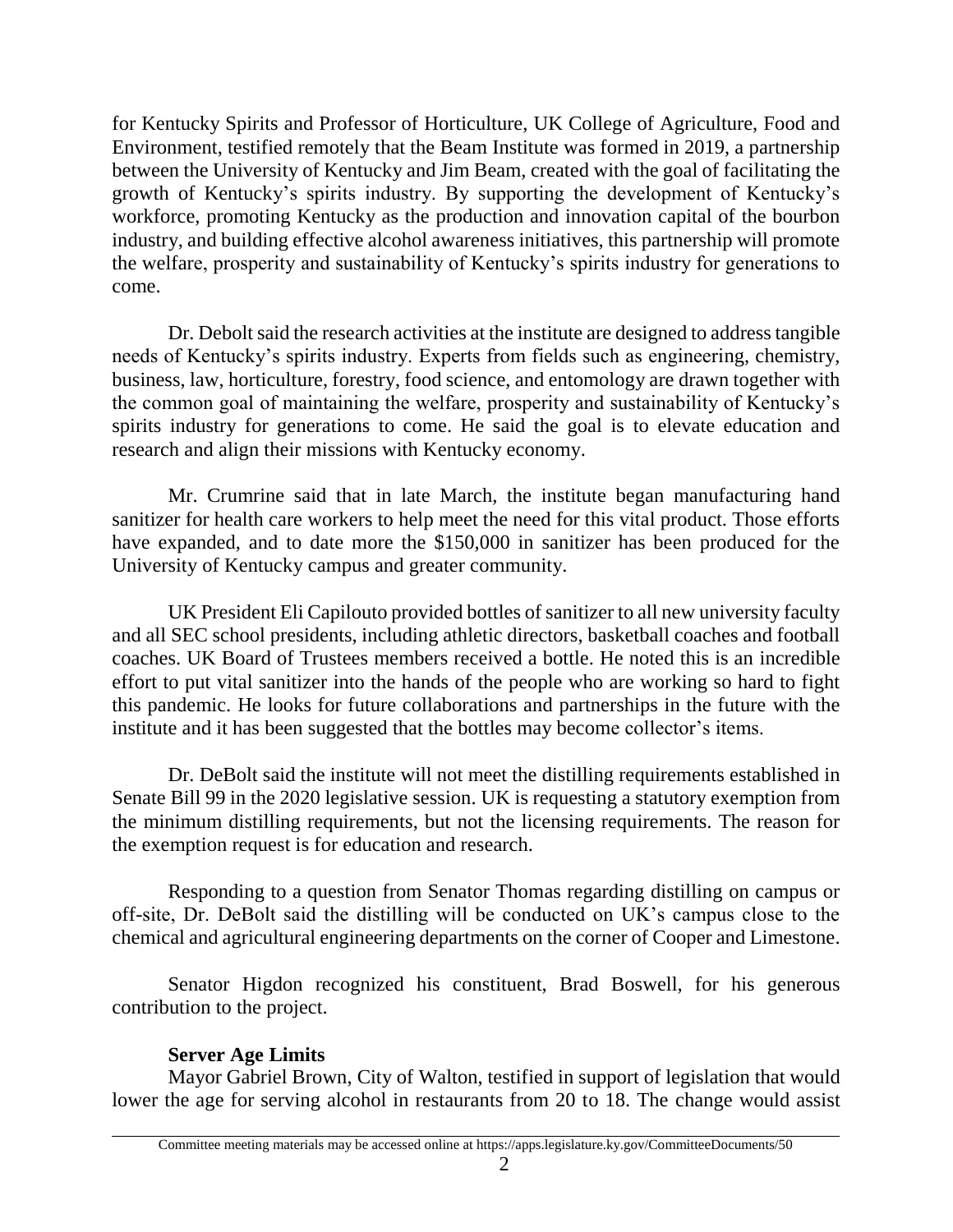for Kentucky Spirits and Professor of Horticulture, UK College of Agriculture, Food and Environment, testified remotely that the Beam Institute was formed in 2019, a partnership between the University of Kentucky and Jim Beam, created with the goal of facilitating the growth of Kentucky's spirits industry. By supporting the development of Kentucky's workforce, promoting Kentucky as the production and innovation capital of the bourbon industry, and building effective alcohol awareness initiatives, this partnership will promote the welfare, prosperity and sustainability of Kentucky's spirits industry for generations to come.

Dr. Debolt said the research activities at the institute are designed to address tangible needs of Kentucky's spirits industry. Experts from fields such as engineering, chemistry, business, law, horticulture, forestry, food science, and entomology are drawn together with the common goal of maintaining the welfare, prosperity and sustainability of Kentucky's spirits industry for generations to come. He said the goal is to elevate education and research and align their missions with Kentucky economy.

Mr. Crumrine said that in late March, the institute began manufacturing hand sanitizer for health care workers to help meet the need for this vital product. Those efforts have expanded, and to date more the $150,000 in sanitizer has been produced for the University of Kentucky campus and greater community.

UK President Eli Capilouto provided bottles of sanitizer to all new university faculty and all SEC school presidents, including athletic directors, basketball coaches and football coaches. UK Board of Trustees members received a bottle. He noted this is an incredible effort to put vital sanitizer into the hands of the people who are working so hard to fight this pandemic. He looks for future collaborations and partnerships in the future with the institute and it has been suggested that the bottles may become collector's items.

Dr. DeBolt said the institute will not meet the distilling requirements established in Senate Bill 99 in the 2020 legislative session. UK is requesting a statutory exemption from the minimum distilling requirements, but not the licensing requirements. The reason for the exemption request is for education and research.

Responding to a question from Senator Thomas regarding distilling on campus or off-site, Dr. DeBolt said the distilling will be conducted on UK's campus close to the chemical and agricultural engineering departments on the corner of Cooper and Limestone.

Senator Higdon recognized his constituent, Brad Boswell, for his generous contribution to the project.

**Server Age Limits**

Mayor Gabriel Brown, City of Walton, testified in support of legislation that would lower the age for serving alcohol in restaurants from 20 to 18. The change would assist

Committee meeting materials may be accessed online at https://apps.legislature.ky.gov/CommitteeDocuments/50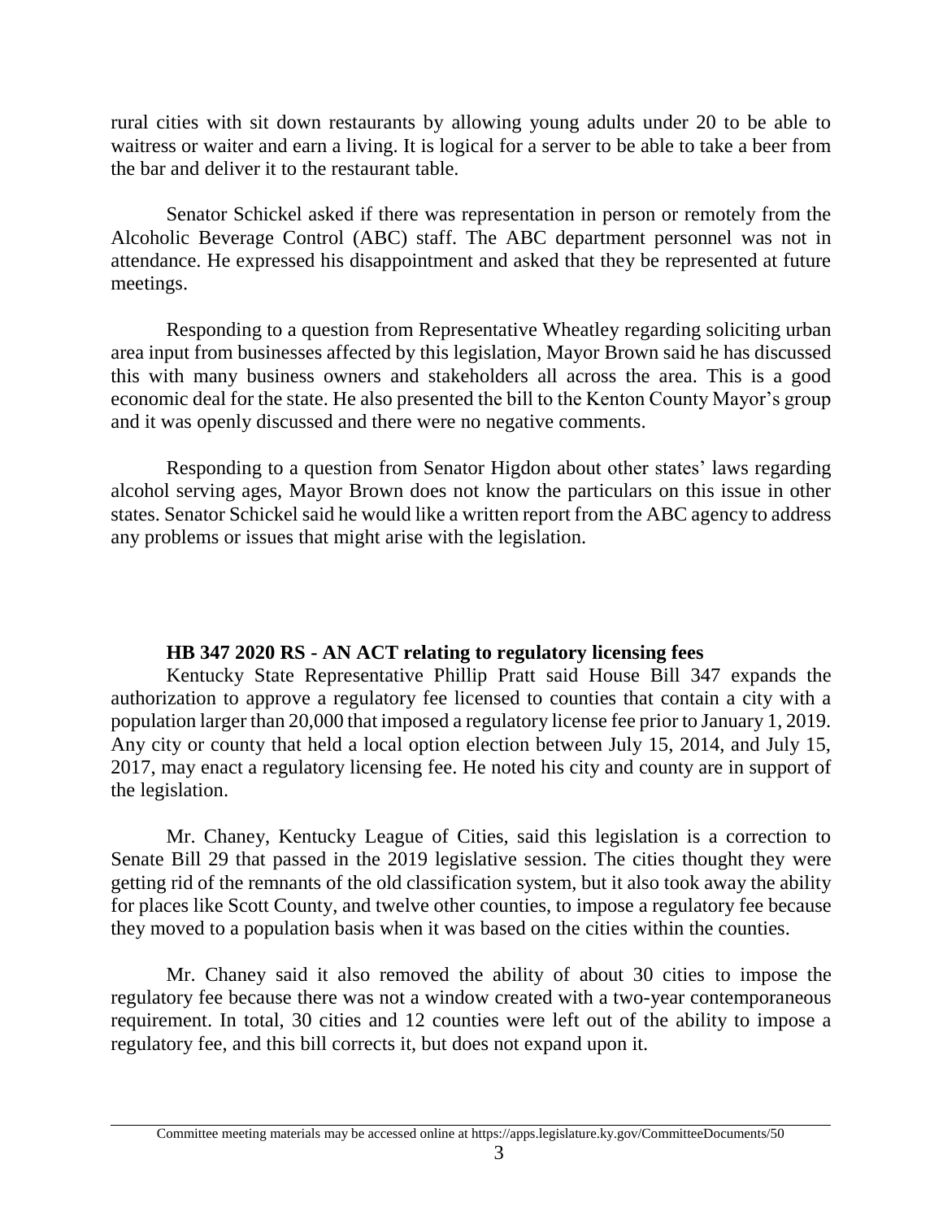rural cities with sit down restaurants by allowing young adults under 20 to be able to waitress or waiter and earn a living. It is logical for a server to be able to take a beer from the bar and deliver it to the restaurant table.

Senator Schickel asked if there was representation in person or remotely from the Alcoholic Beverage Control (ABC) staff. The ABC department personnel was not in attendance. He expressed his disappointment and asked that they be represented at future meetings.

Responding to a question from Representative Wheatley regarding soliciting urban area input from businesses affected by this legislation, Mayor Brown said he has discussed this with many business owners and stakeholders all across the area. This is a good economic deal for the state. He also presented the bill to the Kenton County Mayor's group and it was openly discussed and there were no negative comments.

Responding to a question from Senator Higdon about other states' laws regarding alcohol serving ages, Mayor Brown does not know the particulars on this issue in other states. Senator Schickel said he would like a written report from the ABC agency to address any problems or issues that might arise with the legislation.

**HB 347 2020 RS - AN ACT relating to regulatory licensing fees**

Kentucky State Representative Phillip Pratt said House Bill 347 expands the authorization to approve a regulatory fee licensed to counties that contain a city with a population larger than 20,000 that imposed a regulatory license fee prior to January 1, 2019. Any city or county that held a local option election between July 15, 2014, and July 15, 2017, may enact a regulatory licensing fee. He noted his city and county are in support of the legislation.

Mr. Chaney, Kentucky League of Cities, said this legislation is a correction to Senate Bill 29 that passed in the 2019 legislative session. The cities thought they were getting rid of the remnants of the old classification system, but it also took away the ability for places like Scott County, and twelve other counties, to impose a regulatory fee because they moved to a population basis when it was based on the cities within the counties.

Mr. Chaney said it also removed the ability of about 30 cities to impose the regulatory fee because there was not a window created with a two-year contemporaneous requirement. In total, 30 cities and 12 counties were left out of the ability to impose a regulatory fee, and this bill corrects it, but does not expand upon it.

Committee meeting materials may be accessed online at https://apps.legislature.ky.gov/CommitteeDocuments/50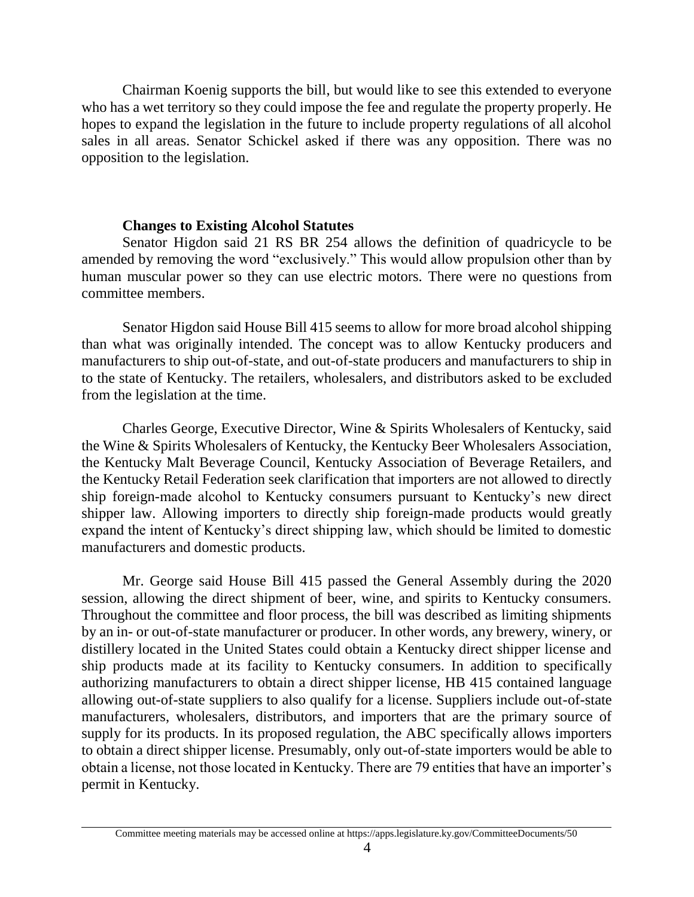Chairman Koenig supports the bill, but would like to see this extended to everyone who has a wet territory so they could impose the fee and regulate the property properly. He hopes to expand the legislation in the future to include property regulations of all alcohol sales in all areas. Senator Schickel asked if there was any opposition. There was no opposition to the legislation.

**Changes to Existing Alcohol Statutes**

Senator Higdon said 21 RS BR 254 allows the definition of quadricycle to be amended by removing the word "exclusively." This would allow propulsion other than by human muscular power so they can use electric motors. There were no questions from committee members.

Senator Higdon said House Bill 415 seems to allow for more broad alcohol shipping than what was originally intended. The concept was to allow Kentucky producers and manufacturers to ship out-of-state, and out-of-state producers and manufacturers to ship in to the state of Kentucky. The retailers, wholesalers, and distributors asked to be excluded from the legislation at the time.

Charles George, Executive Director, Wine & Spirits Wholesalers of Kentucky, said the Wine & Spirits Wholesalers of Kentucky, the Kentucky Beer Wholesalers Association, the Kentucky Malt Beverage Council, Kentucky Association of Beverage Retailers, and the Kentucky Retail Federation seek clarification that importers are not allowed to directly ship foreign-made alcohol to Kentucky consumers pursuant to Kentucky's new direct shipper law. Allowing importers to directly ship foreign-made products would greatly expand the intent of Kentucky's direct shipping law, which should be limited to domestic manufacturers and domestic products.

Mr. George said House Bill 415 passed the General Assembly during the 2020 session, allowing the direct shipment of beer, wine, and spirits to Kentucky consumers. Throughout the committee and floor process, the bill was described as limiting shipments by an in- or out-of-state manufacturer or producer. In other words, any brewery, winery, or distillery located in the United States could obtain a Kentucky direct shipper license and ship products made at its facility to Kentucky consumers. In addition to specifically authorizing manufacturers to obtain a direct shipper license, HB 415 contained language allowing out-of-state suppliers to also qualify for a license. Suppliers include out-of-state manufacturers, wholesalers, distributors, and importers that are the primary source of supply for its products. In its proposed regulation, the ABC specifically allows importers to obtain a direct shipper license. Presumably, only out-of-state importers would be able to obtain a license, not those located in Kentucky. There are 79 entities that have an importer's permit in Kentucky.

Committee meeting materials may be accessed online at https://apps.legislature.ky.gov/CommitteeDocuments/50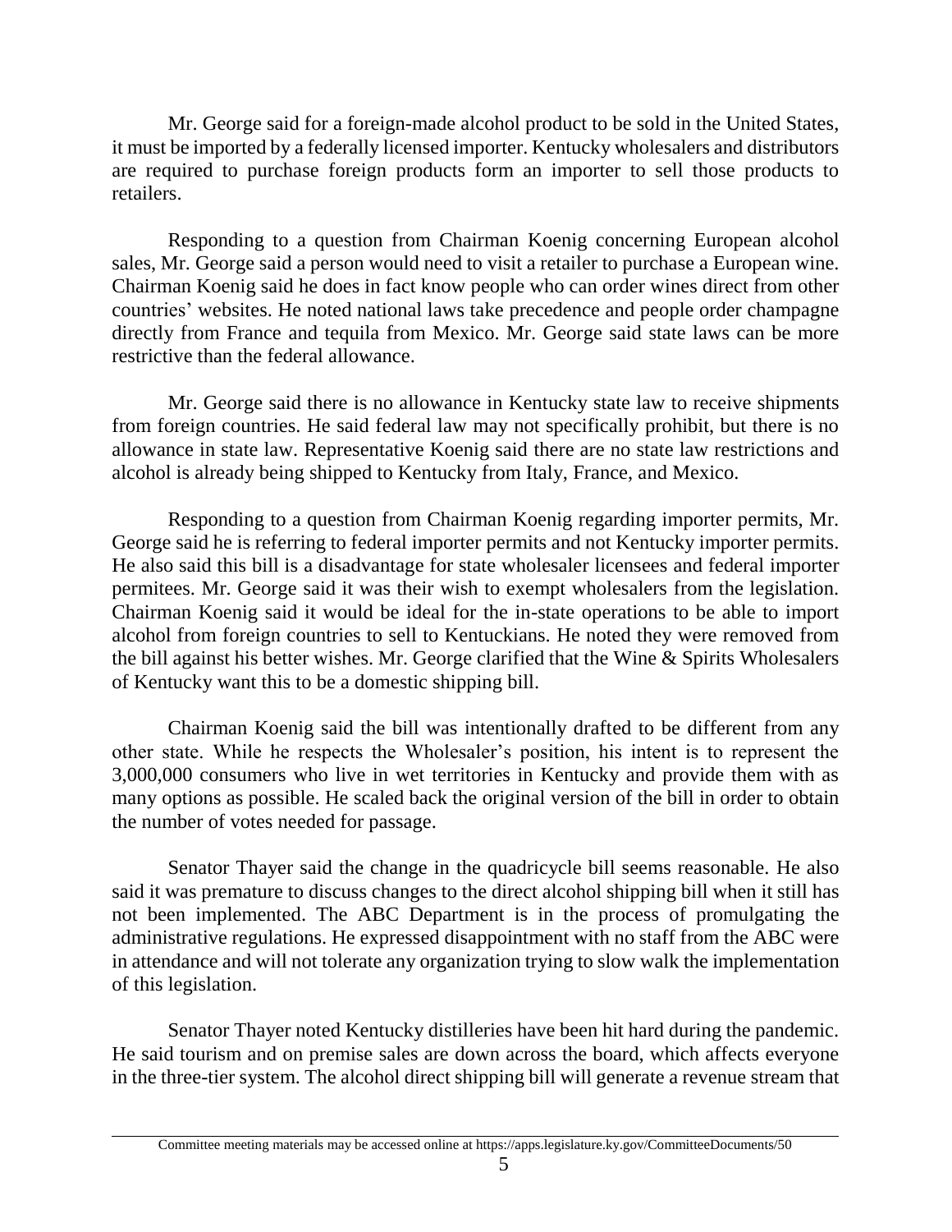Mr. George said for a foreign-made alcohol product to be sold in the United States, it must be imported by a federally licensed importer. Kentucky wholesalers and distributors are required to purchase foreign products form an importer to sell those products to retailers.

Responding to a question from Chairman Koenig concerning European alcohol sales, Mr. George said a person would need to visit a retailer to purchase a European wine. Chairman Koenig said he does in fact know people who can order wines direct from other countries' websites. He noted national laws take precedence and people order champagne directly from France and tequila from Mexico. Mr. George said state laws can be more restrictive than the federal allowance.

Mr. George said there is no allowance in Kentucky state law to receive shipments from foreign countries. He said federal law may not specifically prohibit, but there is no allowance in state law. Representative Koenig said there are no state law restrictions and alcohol is already being shipped to Kentucky from Italy, France, and Mexico.

Responding to a question from Chairman Koenig regarding importer permits, Mr. George said he is referring to federal importer permits and not Kentucky importer permits. He also said this bill is a disadvantage for state wholesaler licensees and federal importer permitees. Mr. George said it was their wish to exempt wholesalers from the legislation. Chairman Koenig said it would be ideal for the in-state operations to be able to import alcohol from foreign countries to sell to Kentuckians. He noted they were removed from the bill against his better wishes. Mr. George clarified that the Wine & Spirits Wholesalers of Kentucky want this to be a domestic shipping bill.

Chairman Koenig said the bill was intentionally drafted to be different from any other state. While he respects the Wholesaler's position, his intent is to represent the 3,000,000 consumers who live in wet territories in Kentucky and provide them with as many options as possible. He scaled back the original version of the bill in order to obtain the number of votes needed for passage.

Senator Thayer said the change in the quadricycle bill seems reasonable. He also said it was premature to discuss changes to the direct alcohol shipping bill when it still has not been implemented. The ABC Department is in the process of promulgating the administrative regulations. He expressed disappointment with no staff from the ABC were in attendance and will not tolerate any organization trying to slow walk the implementation of this legislation.

Senator Thayer noted Kentucky distilleries have been hit hard during the pandemic. He said tourism and on premise sales are down across the board, which affects everyone in the three-tier system. The alcohol direct shipping bill will generate a revenue stream that

Committee meeting materials may be accessed online at https://apps.legislature.ky.gov/CommitteeDocuments/50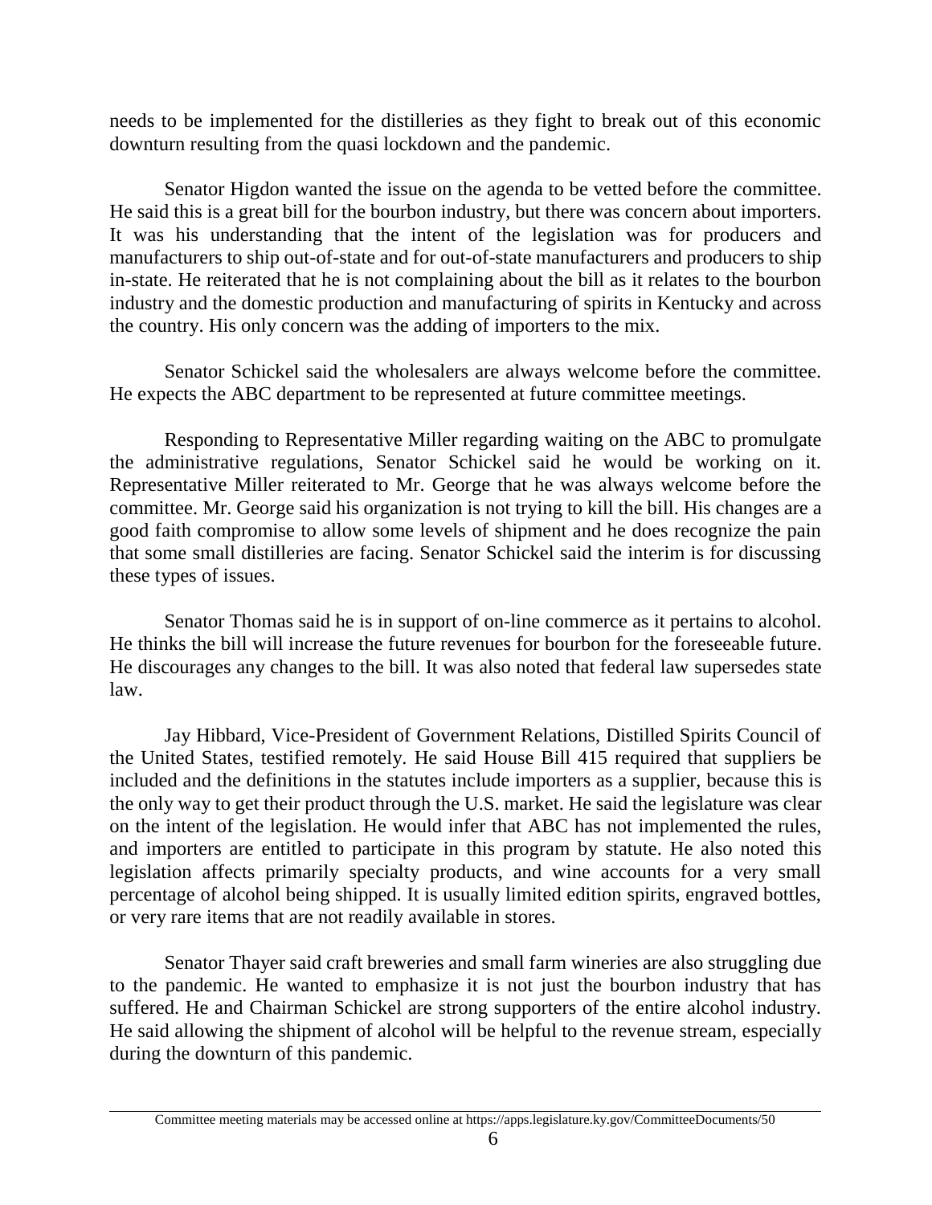needs to be implemented for the distilleries as they fight to break out of this economic downturn resulting from the quasi lockdown and the pandemic.

Senator Higdon wanted the issue on the agenda to be vetted before the committee. He said this is a great bill for the bourbon industry, but there was concern about importers. It was his understanding that the intent of the legislation was for producers and manufacturers to ship out-of-state and for out-of-state manufacturers and producers to ship in-state. He reiterated that he is not complaining about the bill as it relates to the bourbon industry and the domestic production and manufacturing of spirits in Kentucky and across the country. His only concern was the adding of importers to the mix.

Senator Schickel said the wholesalers are always welcome before the committee. He expects the ABC department to be represented at future committee meetings.

Responding to Representative Miller regarding waiting on the ABC to promulgate the administrative regulations, Senator Schickel said he would be working on it. Representative Miller reiterated to Mr. George that he was always welcome before the committee. Mr. George said his organization is not trying to kill the bill. His changes are a good faith compromise to allow some levels of shipment and he does recognize the pain that some small distilleries are facing. Senator Schickel said the interim is for discussing these types of issues.

Senator Thomas said he is in support of on-line commerce as it pertains to alcohol. He thinks the bill will increase the future revenues for bourbon for the foreseeable future. He discourages any changes to the bill. It was also noted that federal law supersedes state law.

Jay Hibbard, Vice-President of Government Relations, Distilled Spirits Council of the United States, testified remotely. He said House Bill 415 required that suppliers be included and the definitions in the statutes include importers as a supplier, because this is the only way to get their product through the U.S. market. He said the legislature was clear on the intent of the legislation. He would infer that ABC has not implemented the rules, and importers are entitled to participate in this program by statute. He also noted this legislation affects primarily specialty products, and wine accounts for a very small percentage of alcohol being shipped. It is usually limited edition spirits, engraved bottles, or very rare items that are not readily available in stores.

Senator Thayer said craft breweries and small farm wineries are also struggling due to the pandemic. He wanted to emphasize it is not just the bourbon industry that has suffered. He and Chairman Schickel are strong supporters of the entire alcohol industry. He said allowing the shipment of alcohol will be helpful to the revenue stream, especially during the downturn of this pandemic.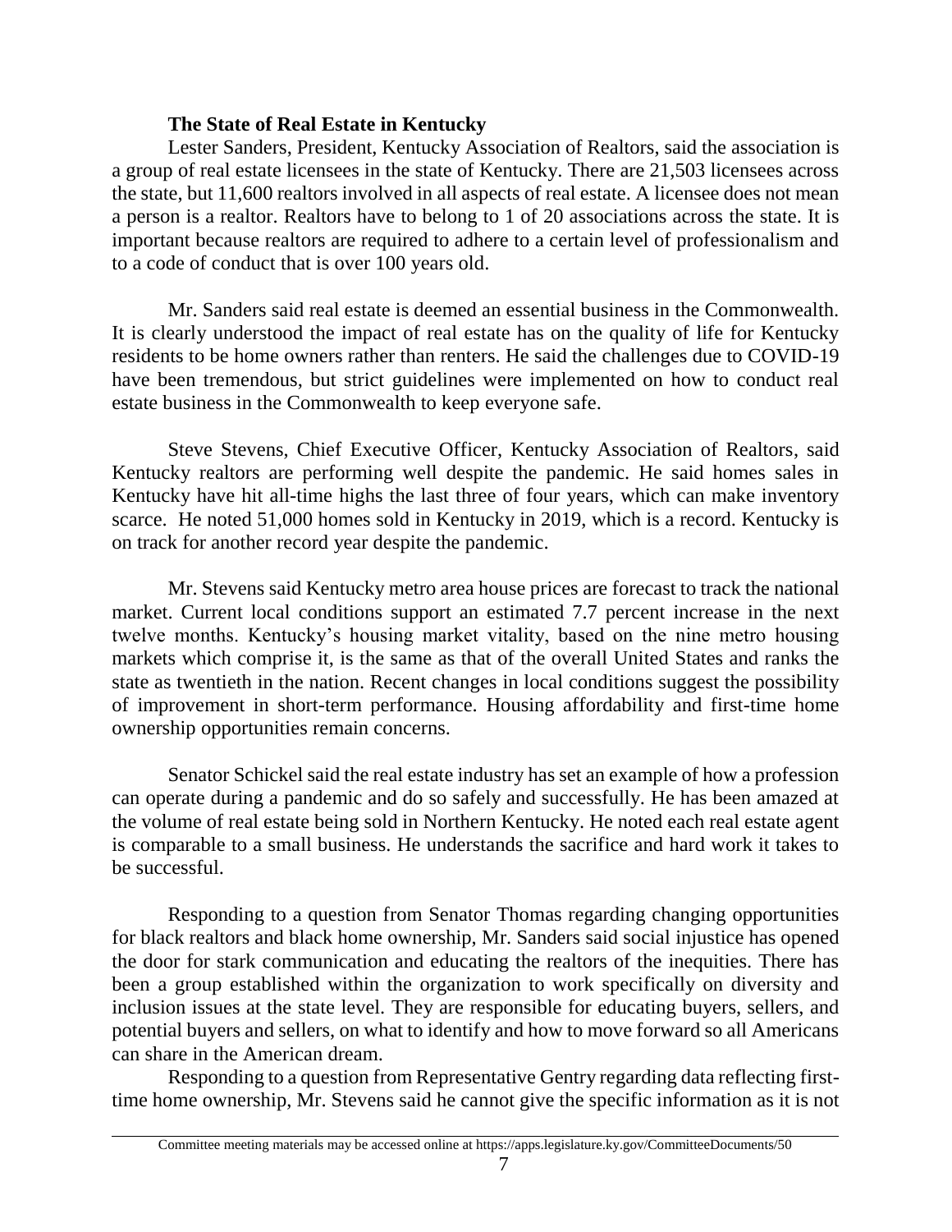**The State of Real Estate in Kentucky**

Lester Sanders, President, Kentucky Association of Realtors, said the association is a group of real estate licensees in the state of Kentucky. There are 21,503 licensees across the state, but 11,600 realtors involved in all aspects of real estate. A licensee does not mean a person is a realtor. Realtors have to belong to 1 of 20 associations across the state. It is important because realtors are required to adhere to a certain level of professionalism and to a code of conduct that is over 100 years old.

Mr. Sanders said real estate is deemed an essential business in the Commonwealth. It is clearly understood the impact of real estate has on the quality of life for Kentucky residents to be home owners rather than renters. He said the challenges due to COVID-19 have been tremendous, but strict guidelines were implemented on how to conduct real estate business in the Commonwealth to keep everyone safe.

Steve Stevens, Chief Executive Officer, Kentucky Association of Realtors, said Kentucky realtors are performing well despite the pandemic. He said homes sales in Kentucky have hit all-time highs the last three of four years, which can make inventory scarce. He noted 51,000 homes sold in Kentucky in 2019, which is a record. Kentucky is on track for another record year despite the pandemic.

Mr. Stevens said Kentucky metro area house prices are forecast to track the national market. Current local conditions support an estimated 7.7 percent increase in the next twelve months. Kentucky's housing market vitality, based on the nine metro housing markets which comprise it, is the same as that of the overall United States and ranks the state as twentieth in the nation. Recent changes in local conditions suggest the possibility of improvement in short-term performance. Housing affordability and first-time home ownership opportunities remain concerns.

Senator Schickel said the real estate industry has set an example of how a profession can operate during a pandemic and do so safely and successfully. He has been amazed at the volume of real estate being sold in Northern Kentucky. He noted each real estate agent is comparable to a small business. He understands the sacrifice and hard work it takes to be successful.

Responding to a question from Senator Thomas regarding changing opportunities for black realtors and black home ownership, Mr. Sanders said social injustice has opened the door for stark communication and educating the realtors of the inequities. There has been a group established within the organization to work specifically on diversity and inclusion issues at the state level. They are responsible for educating buyers, sellers, and potential buyers and sellers, on what to identify and how to move forward so all Americans can share in the American dream.

Responding to a question from Representative Gentry regarding data reflecting first-time home ownership, Mr. Stevens said he cannot give the specific information as it is not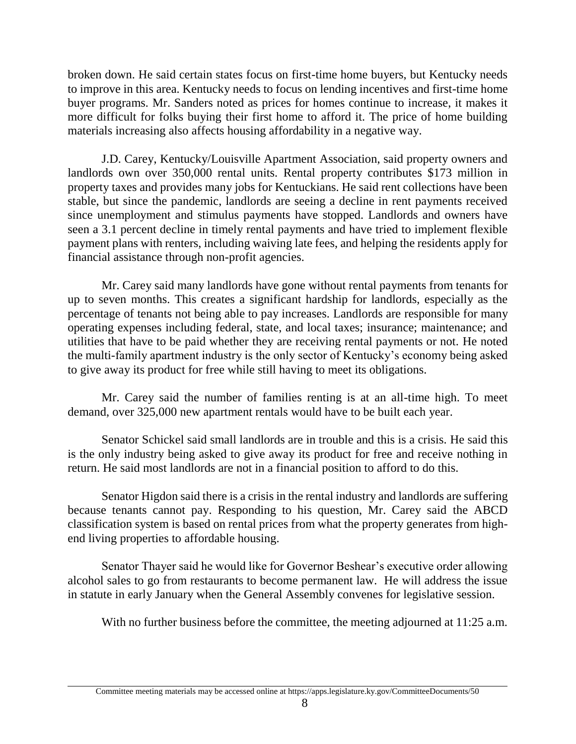broken down. He said certain states focus on first-time home buyers, but Kentucky needs to improve in this area. Kentucky needs to focus on lending incentives and first-time home buyer programs. Mr. Sanders noted as prices for homes continue to increase, it makes it more difficult for folks buying their first home to afford it. The price of home building materials increasing also affects housing affordability in a negative way.

J.D. Carey, Kentucky/Louisville Apartment Association, said property owners and landlords own over 350,000 rental units. Rental property contributes $173 million in property taxes and provides many jobs for Kentuckians. He said rent collections have been stable, but since the pandemic, landlords are seeing a decline in rent payments received since unemployment and stimulus payments have stopped. Landlords and owners have seen a 3.1 percent decline in timely rental payments and have tried to implement flexible payment plans with renters, including waiving late fees, and helping the residents apply for financial assistance through non-profit agencies.

Mr. Carey said many landlords have gone without rental payments from tenants for up to seven months. This creates a significant hardship for landlords, especially as the percentage of tenants not being able to pay increases. Landlords are responsible for many operating expenses including federal, state, and local taxes; insurance; maintenance; and utilities that have to be paid whether they are receiving rental payments or not. He noted the multi-family apartment industry is the only sector of Kentucky's economy being asked to give away its product for free while still having to meet its obligations.

Mr. Carey said the number of families renting is at an all-time high. To meet demand, over 325,000 new apartment rentals would have to be built each year.

Senator Schickel said small landlords are in trouble and this is a crisis. He said this is the only industry being asked to give away its product for free and receive nothing in return. He said most landlords are not in a financial position to afford to do this.

Senator Higdon said there is a crisis in the rental industry and landlords are suffering because tenants cannot pay. Responding to his question, Mr. Carey said the ABCD classification system is based on rental prices from what the property generates from high-end living properties to affordable housing.

Senator Thayer said he would like for Governor Beshear's executive order allowing alcohol sales to go from restaurants to become permanent law. He will address the issue in statute in early January when the General Assembly convenes for legislative session.

With no further business before the committee, the meeting adjourned at 11:25 a.m.

Committee meeting materials may be accessed online at https://apps.legislature.ky.gov/CommitteeDocuments/50